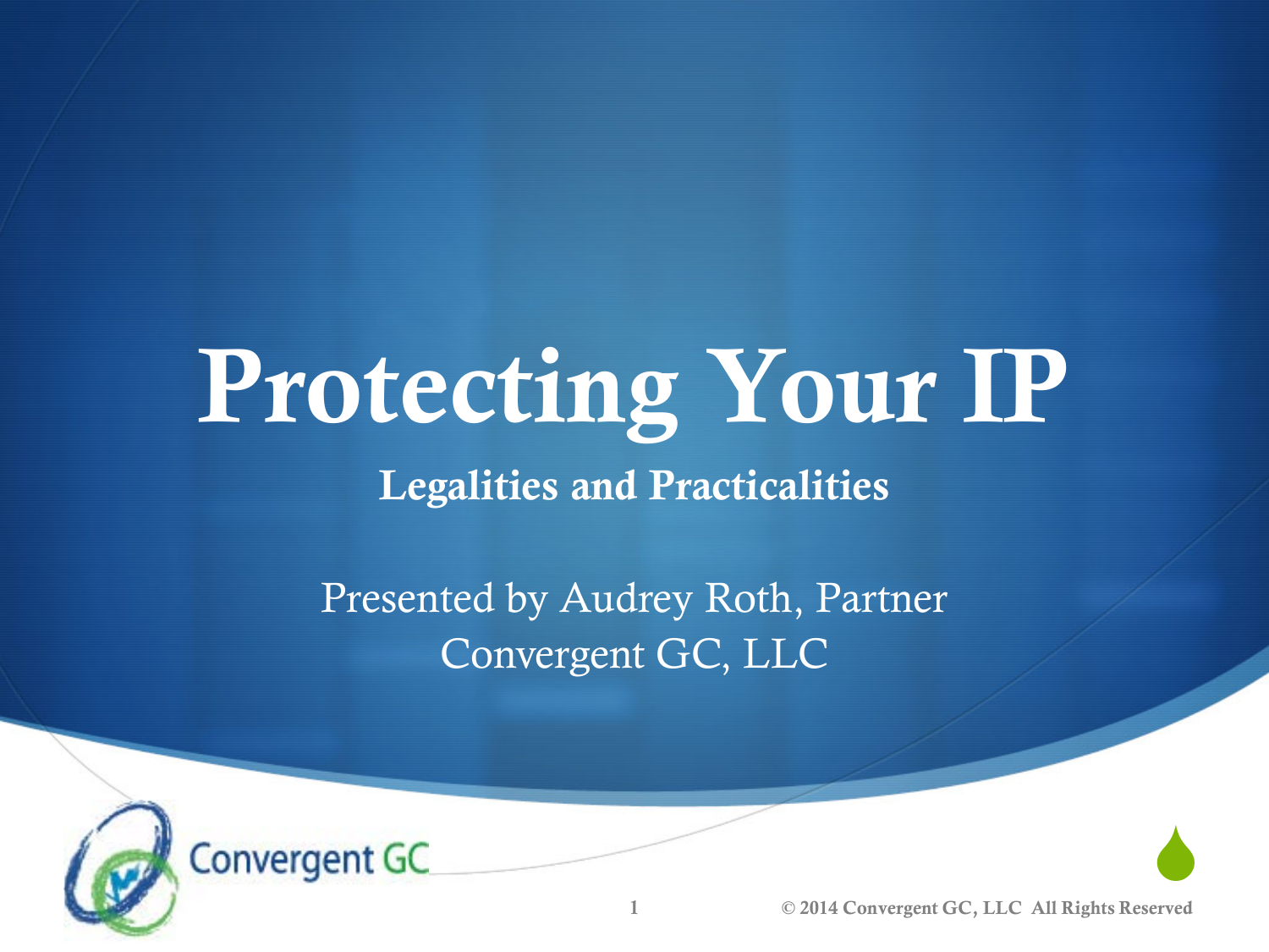# Protecting Your IP

## Legalities and Practicalities

Presented by Audrey Roth, Partner
Convergent GC, LLC

© 2014 Convergent GC, LLC All Rights Reserved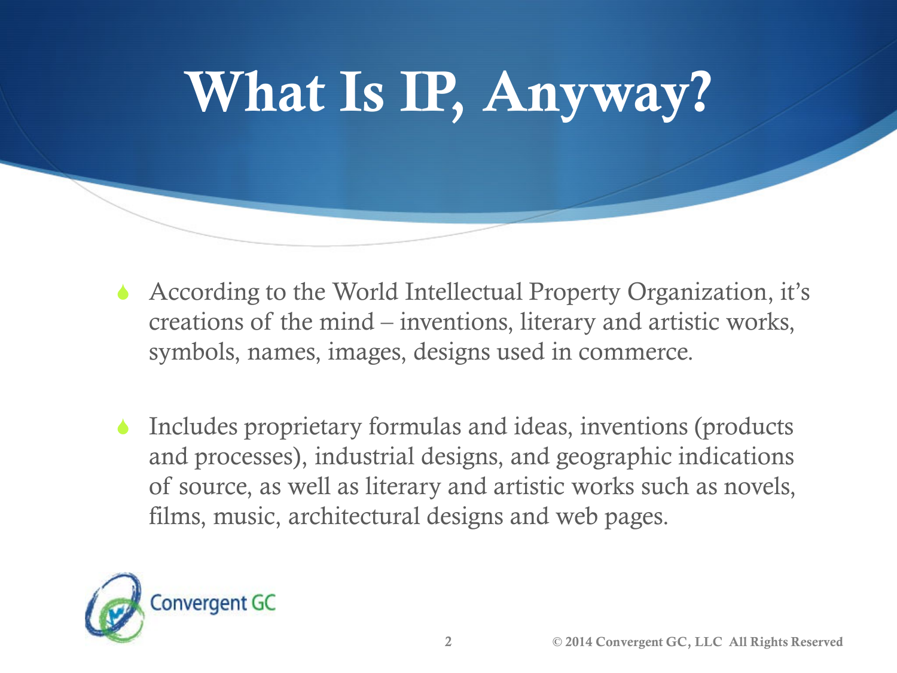# What Is IP, Anyway?

- According to the World Intellectual Property Organization, it's creations of the mind – inventions, literary and artistic works, symbols, names, images, designs used in commerce.

- Includes proprietary formulas and ideas, inventions (products and processes), industrial designs, and geographic indications of source, as well as literary and artistic works such as novels, films, music, architectural designs and web pages.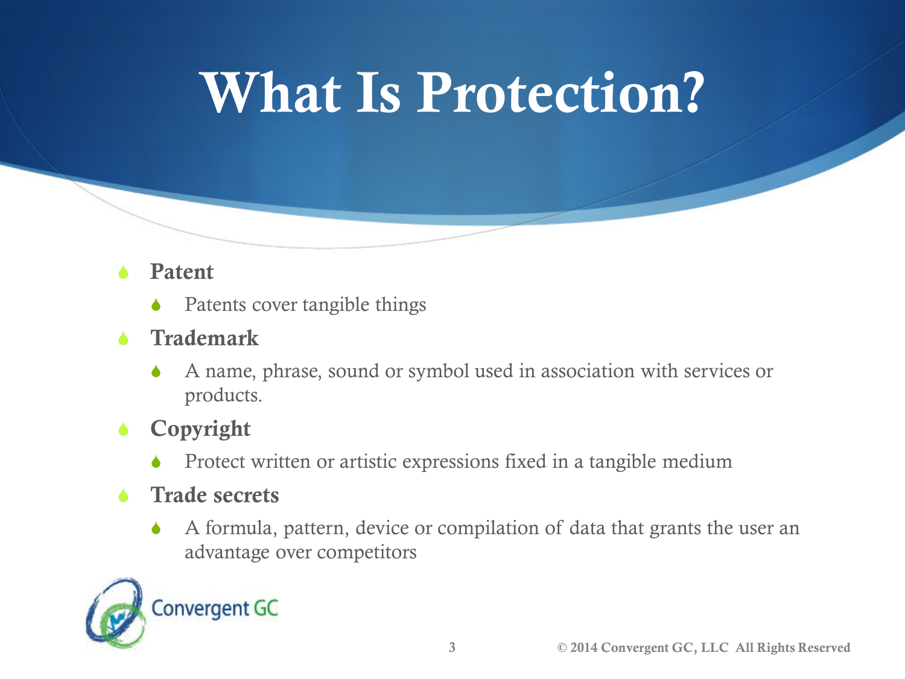# What Is Protection?

- **Patent**
  - Patents cover tangible things
- **Trademark**
  - A name, phrase, sound or symbol used in association with services or products.
- **Copyright**
  - Protect written or artistic expressions fixed in a tangible medium
- **Trade secrets**
  - A formula, pattern, device or compilation of data that grants the user an advantage over competitors

Convergent GC

© 2014 Convergent GC, LLC All Rights Reserved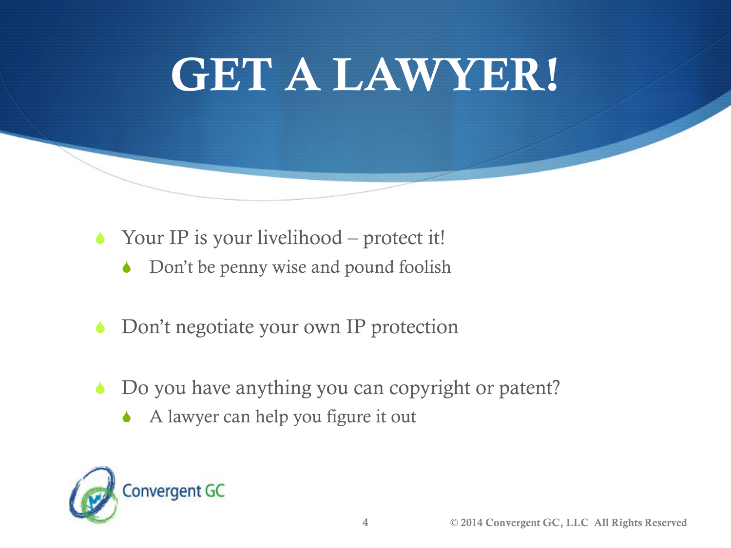# GET A LAWYER!

- Your IP is your livelihood – protect it!
  - Don't be penny wise and pound foolish

- Don't negotiate your own IP protection

- Do you have anything you can copyright or patent?
  - A lawyer can help you figure it out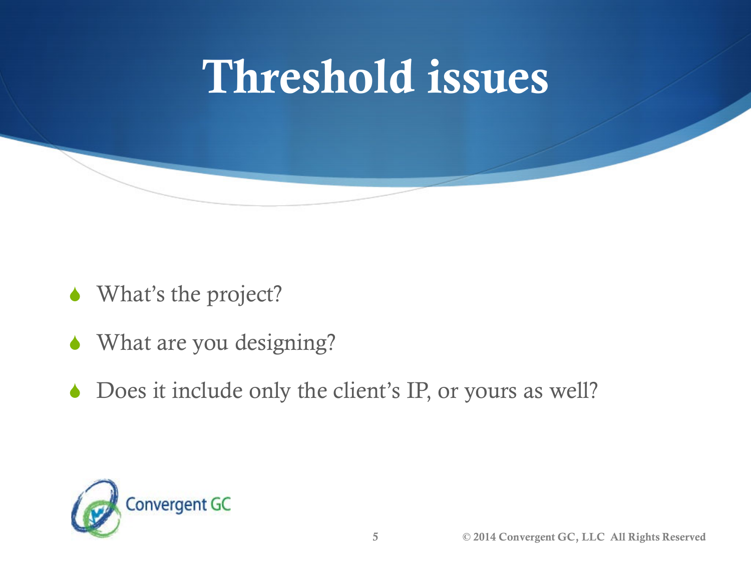# Threshold issues

- What's the project?
- What are you designing?
- Does it include only the client's IP, or yours as well?

© 2014 Convergent GC, LLC All Rights Reserved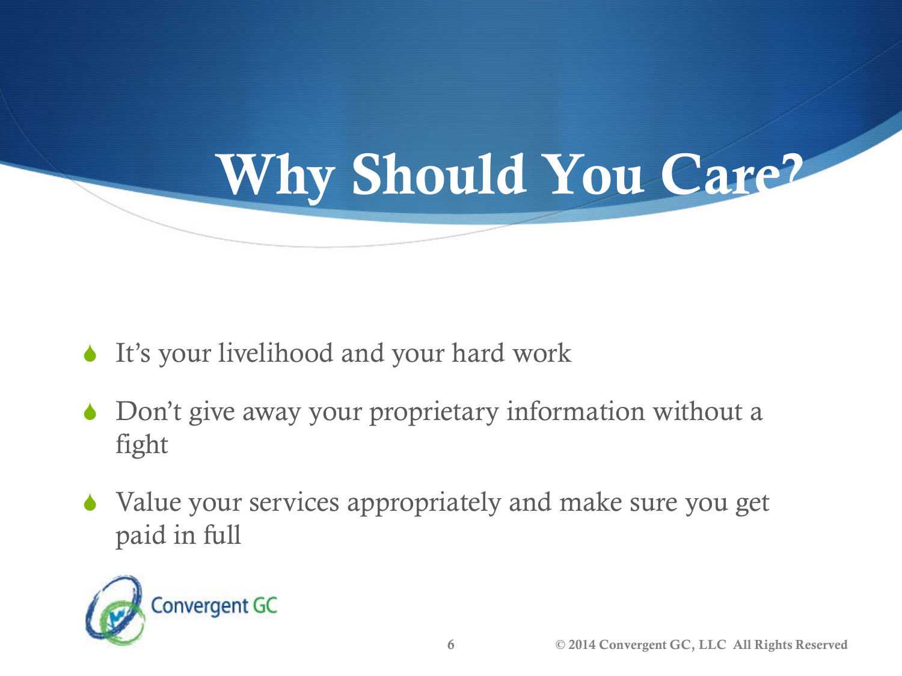# Why Should You Care?

- It's your livelihood and your hard work
- Don't give away your proprietary information without a fight
- Value your services appropriately and make sure you get paid in full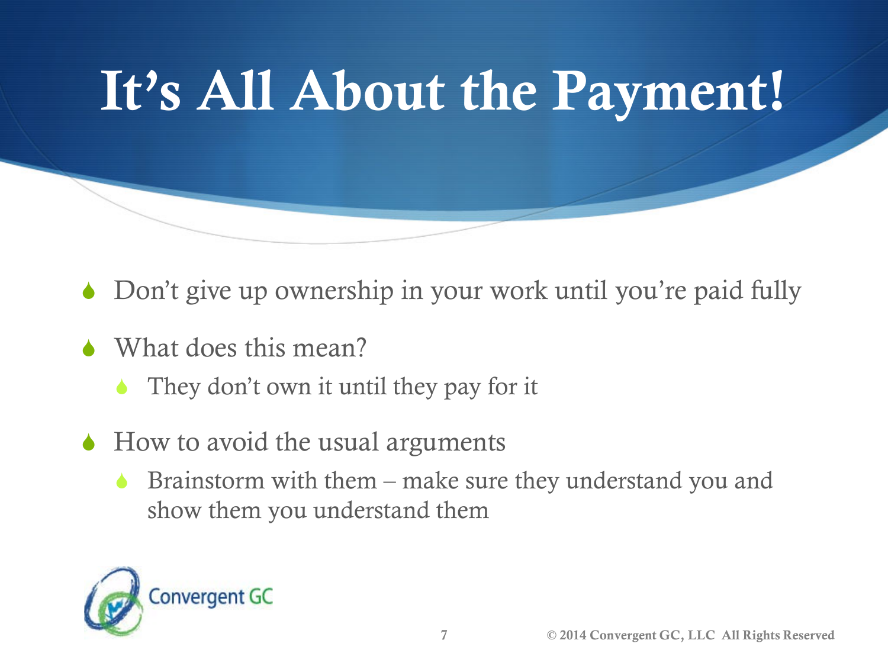# It's All About the Payment!

- Don't give up ownership in your work until you're paid fully
- What does this mean?
  - They don't own it until they pay for it
- How to avoid the usual arguments
  - Brainstorm with them – make sure they understand you and show them you understand them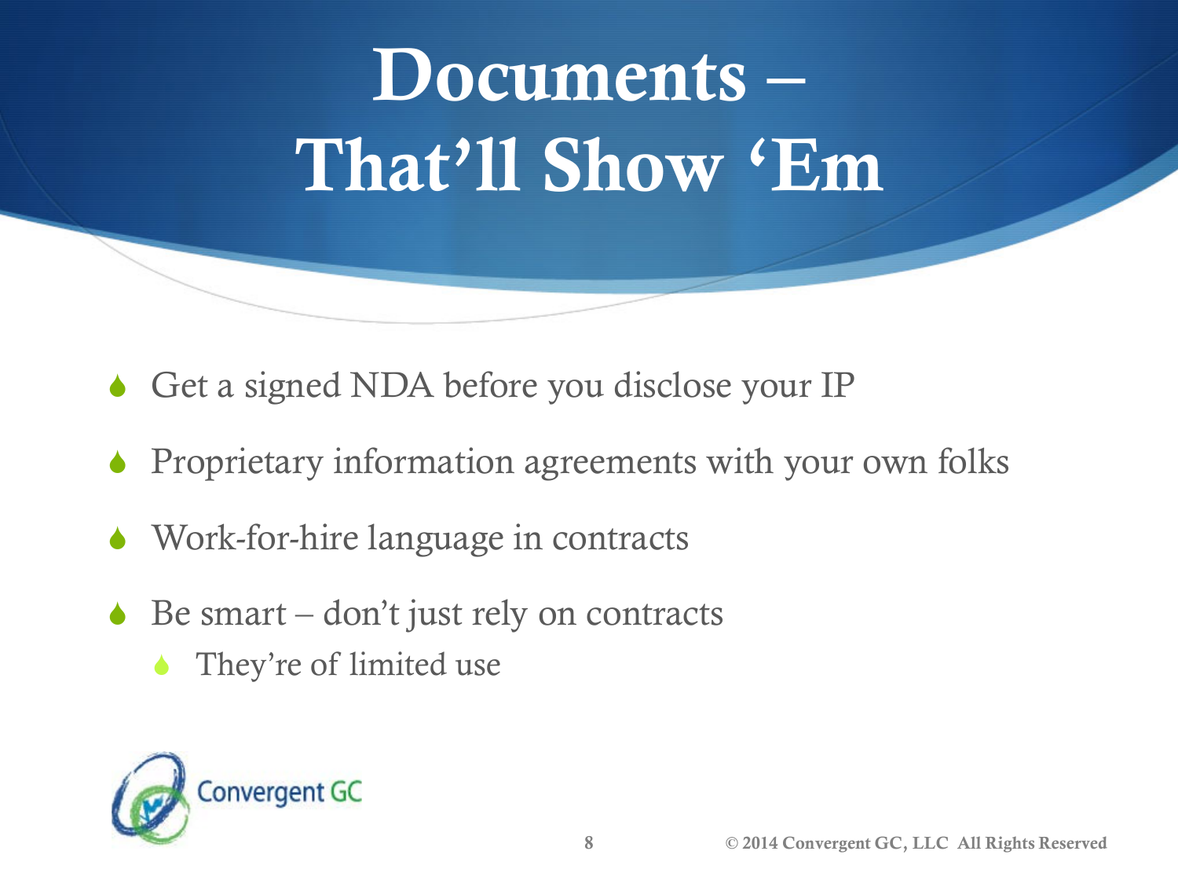# Documents – That'll Show 'Em

- Get a signed NDA before you disclose your IP
- Proprietary information agreements with your own folks
- Work-for-hire language in contracts
- Be smart – don't just rely on contracts
  - They're of limited use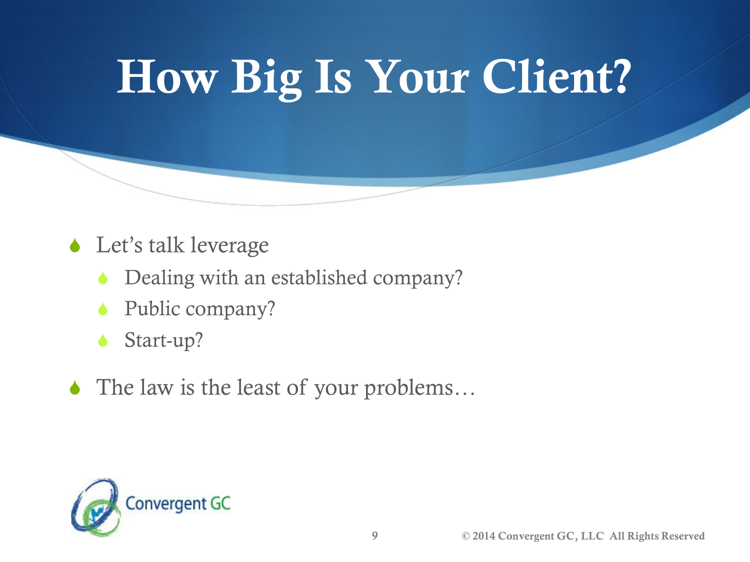# How Big Is Your Client?

- Let's talk leverage
  - Dealing with an established company?
  - Public company?
  - Start-up?
- The law is the least of your problems…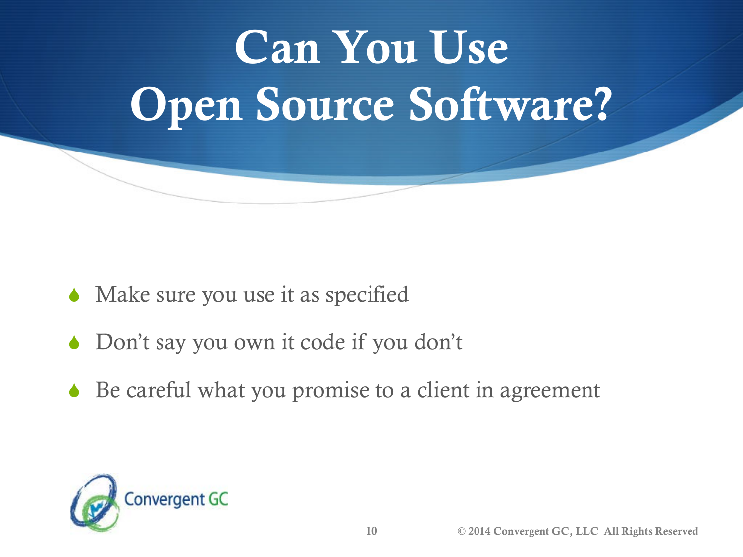# Can You Use Open Source Software?

- Make sure you use it as specified
- Don't say you own it code if you don't
- Be careful what you promise to a client in agreement

© 2014 Convergent GC, LLC All Rights Reserved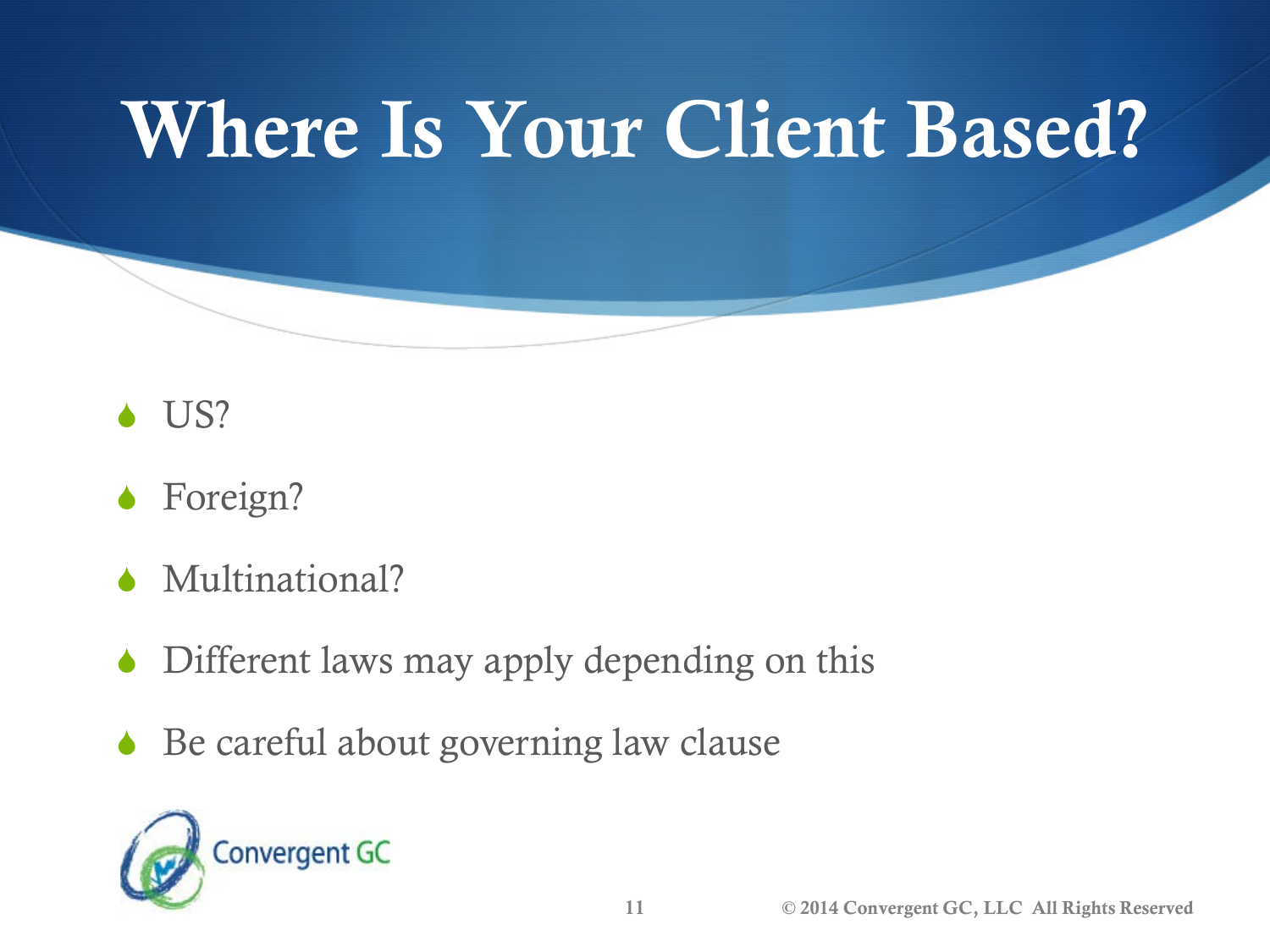# Where Is Your Client Based?

- US?
- Foreign?
- Multinational?
- Different laws may apply depending on this
- Be careful about governing law clause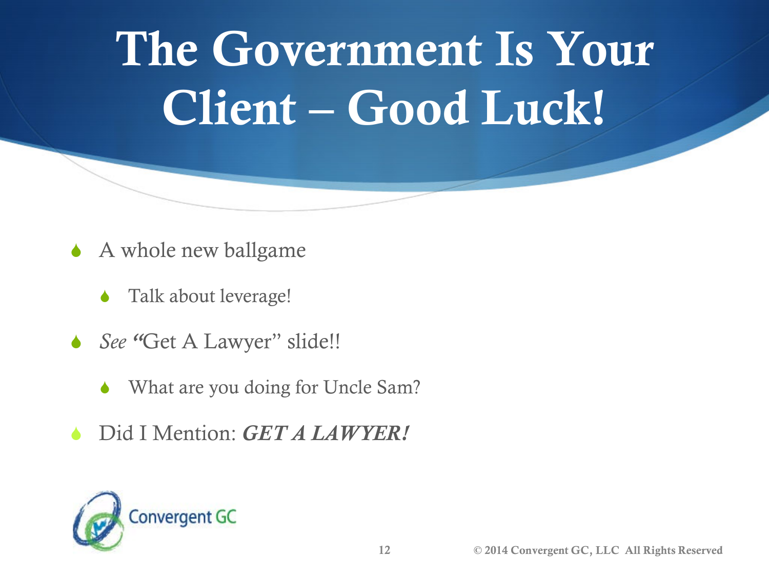# The Government Is Your Client – Good Luck!

- A whole new ballgame
  - Talk about leverage!
- *See* "Get A Lawyer" slide!!
  - What are you doing for Uncle Sam?
- Did I Mention: ***GET A LAWYER!***

Convergent GC

© 2014 Convergent GC, LLC All Rights Reserved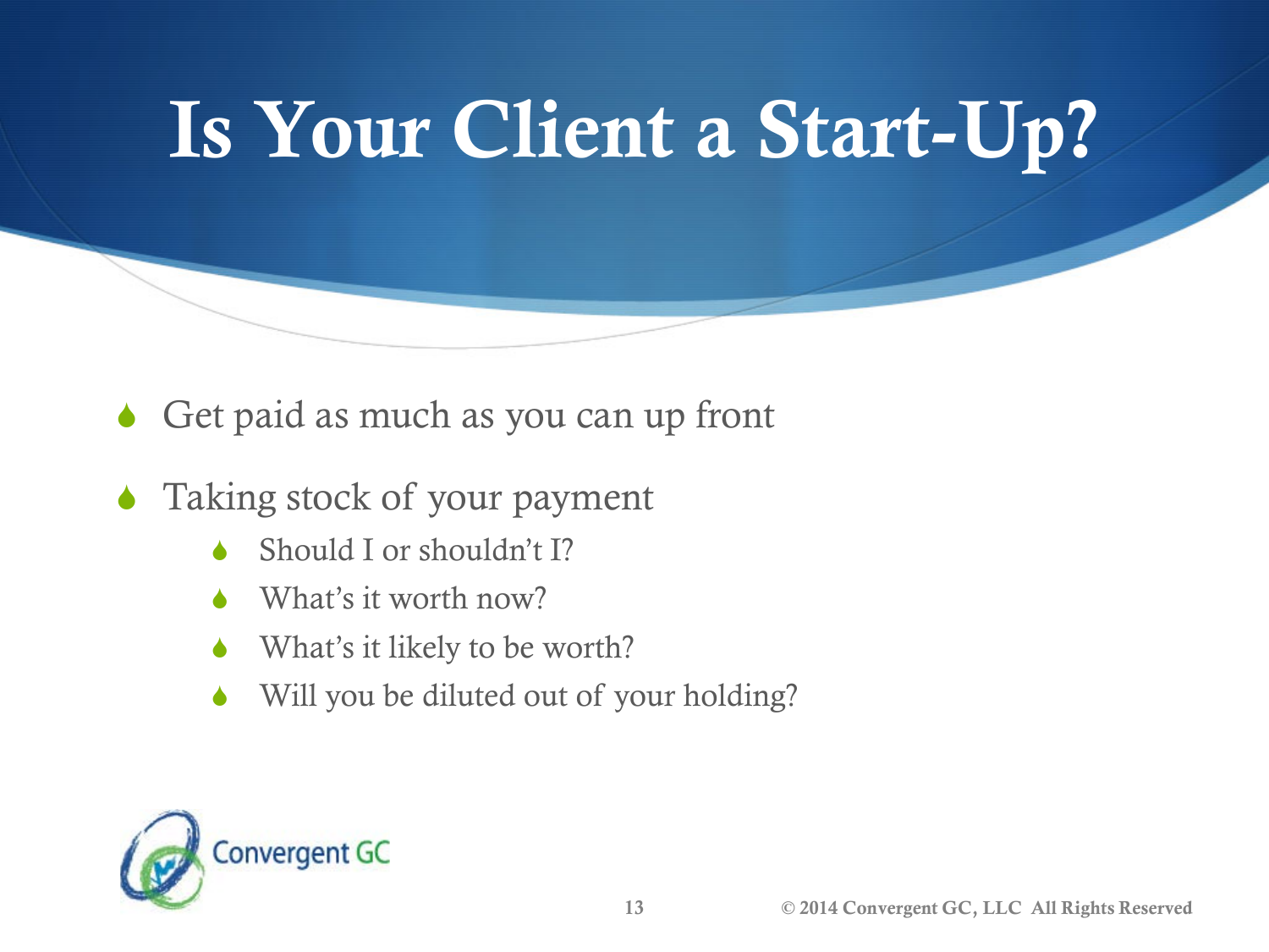# Is Your Client a Start-Up?

- Get paid as much as you can up front
- Taking stock of your payment
  - Should I or shouldn't I?
  - What's it worth now?
  - What's it likely to be worth?
  - Will you be diluted out of your holding?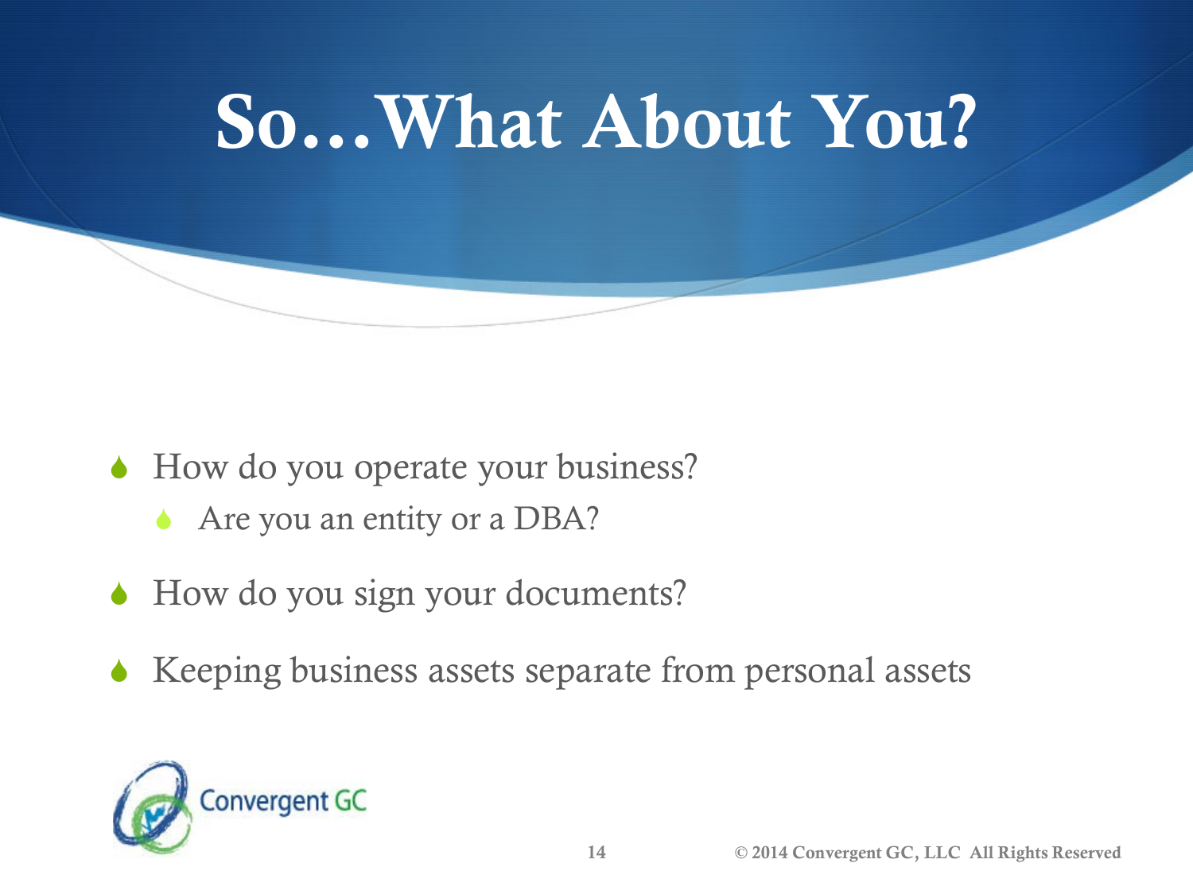# So…What About You?

- How do you operate your business?
  - Are you an entity or a DBA?
- How do you sign your documents?
- Keeping business assets separate from personal assets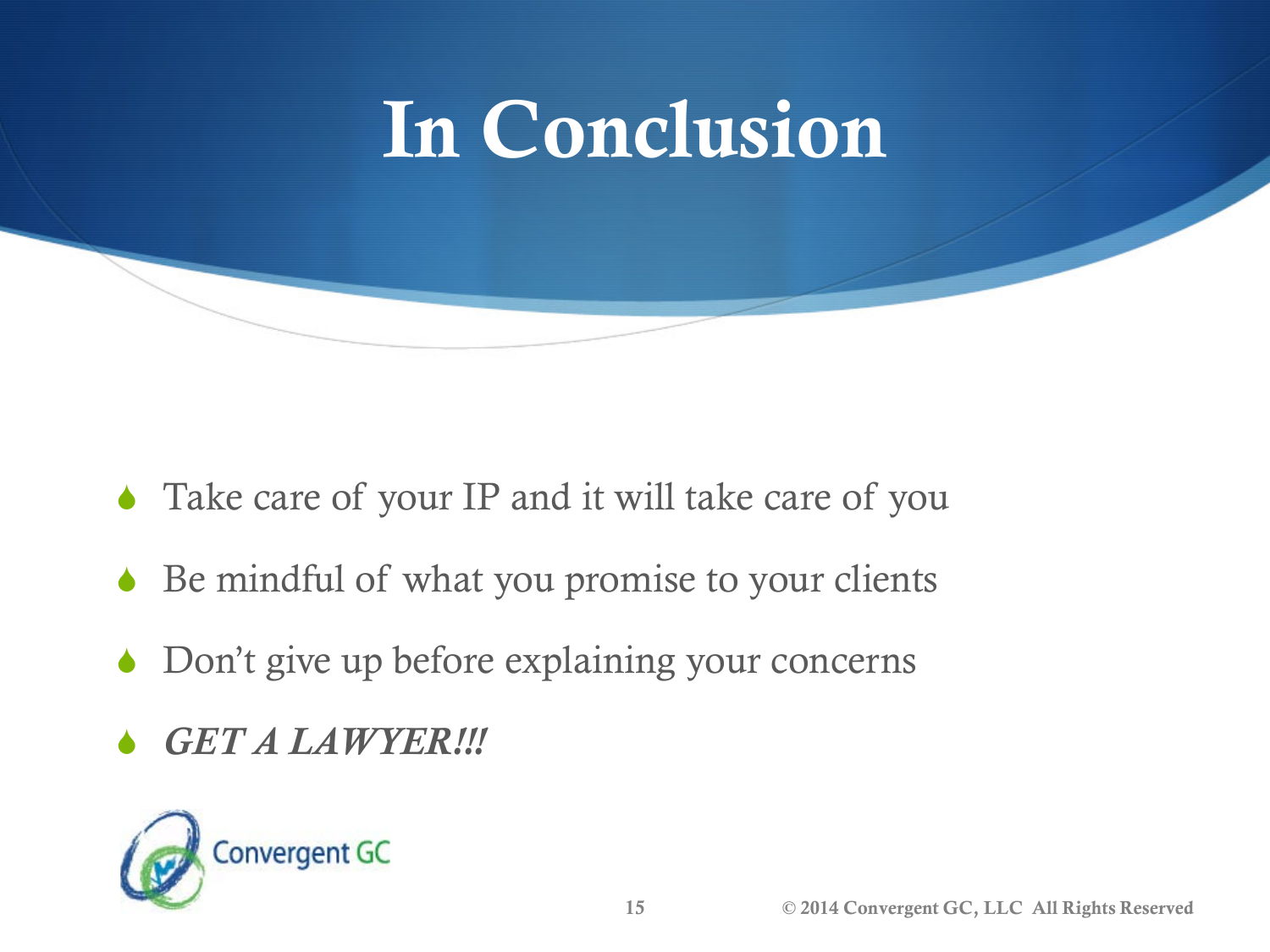# In Conclusion

- Take care of your IP and it will take care of you
- Be mindful of what you promise to your clients
- Don't give up before explaining your concerns
- ***GET A LAWYER!!!***

© 2014 Convergent GC, LLC All Rights Reserved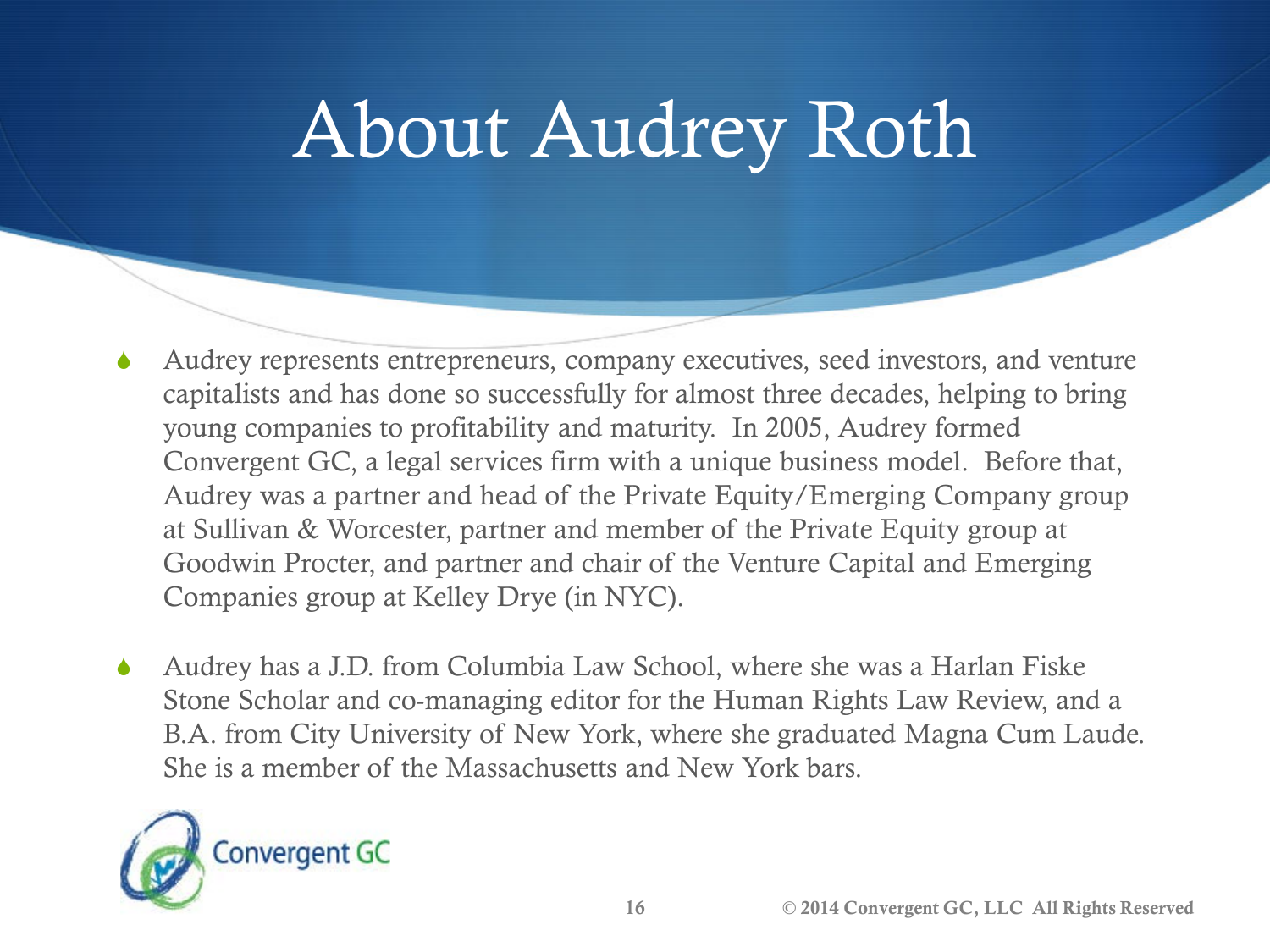# About Audrey Roth

- Audrey represents entrepreneurs, company executives, seed investors, and venture capitalists and has done so successfully for almost three decades, helping to bring young companies to profitability and maturity. In 2005, Audrey formed Convergent GC, a legal services firm with a unique business model. Before that, Audrey was a partner and head of the Private Equity/Emerging Company group at Sullivan & Worcester, partner and member of the Private Equity group at Goodwin Procter, and partner and chair of the Venture Capital and Emerging Companies group at Kelley Drye (in NYC).

- Audrey has a J.D. from Columbia Law School, where she was a Harlan Fiske Stone Scholar and co-managing editor for the Human Rights Law Review, and a B.A. from City University of New York, where she graduated Magna Cum Laude. She is a member of the Massachusetts and New York bars.

Convergent GC

© 2014 Convergent GC, LLC All Rights Reserved